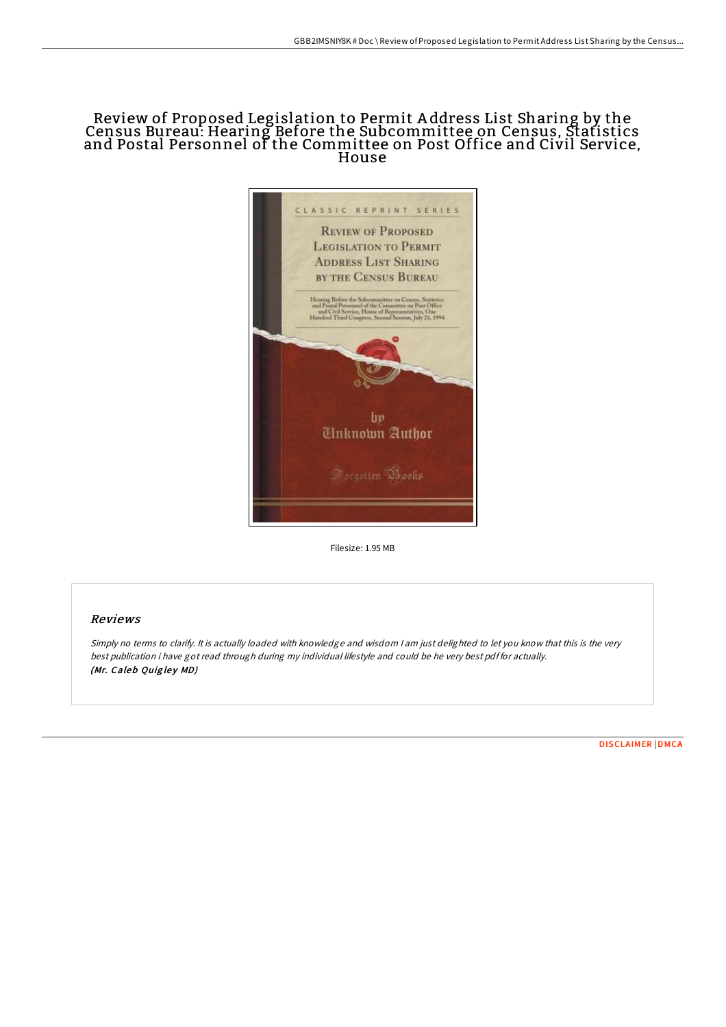# Review of Proposed Legislation to Permit Address List Sharing by the Census Bureau: Hearing Before the Subcommittee on Census, Statistics and Postal Personnel of the Committee on Post Office and Civil Service, House

Filesize: 1.95 MB

## Reviews

*Simply no terms to clarify. It is actually loaded with knowledge and wisdom I am just delighted to let you know that this is the very best publication i have got read through during my individual lifestyle and could be he very best pdf for actually.*
***(Mr. Caleb Quigley MD)***

DISCLAIMER | DMCA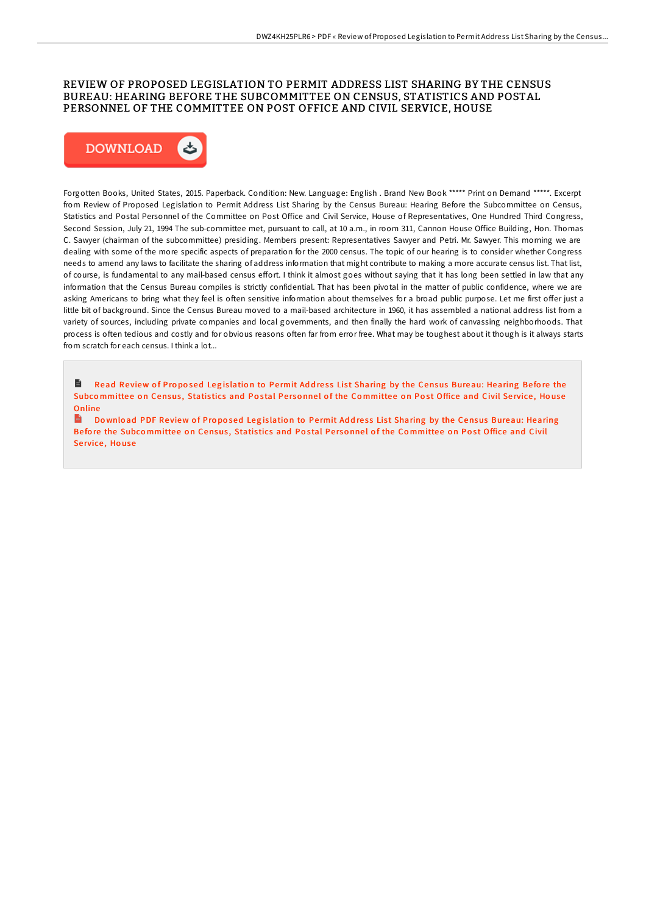# REVIEW OF PROPOSED LEGISLATION TO PERMIT ADDRESS LIST SHARING BY THE CENSUS BUREAU: HEARING BEFORE THE SUBCOMMITTEE ON CENSUS, STATISTICS AND POSTAL PERSONNEL OF THE COMMITTEE ON POST OFFICE AND CIVIL SERVICE, HOUSE

DOWNLOAD

Forgotten Books, United States, 2015. Paperback. Condition: New. Language: English . Brand New Book ***** Print on Demand *****. Excerpt from Review of Proposed Legislation to Permit Address List Sharing by the Census Bureau: Hearing Before the Subcommittee on Census, Statistics and Postal Personnel of the Committee on Post Office and Civil Service, House of Representatives, One Hundred Third Congress, Second Session, July 21, 1994 The sub-committee met, pursuant to call, at 10 a.m., in room 311, Cannon House Office Building, Hon. Thomas C. Sawyer (chairman of the subcommittee) presiding. Members present: Representatives Sawyer and Petri. Mr. Sawyer. This morning we are dealing with some of the more specific aspects of preparation for the 2000 census. The topic of our hearing is to consider whether Congress needs to amend any laws to facilitate the sharing of address information that might contribute to making a more accurate census list. That list, of course, is fundamental to any mail-based census effort. I think it almost goes without saying that it has long been settled in law that any information that the Census Bureau compiles is strictly confidential. That has been pivotal in the matter of public confidence, where we are asking Americans to bring what they feel is often sensitive information about themselves for a broad public purpose. Let me first offer just a little bit of background. Since the Census Bureau moved to a mail-based architecture in 1960, it has assembled a national address list from a variety of sources, including private companies and local governments, and then finally the hard work of canvassing neighborhoods. That process is often tedious and costly and for obvious reasons often far from error free. What may be toughest about it though is it always starts from scratch for each census. I think a lot...

Read Review of Proposed Legislation to Permit Address List Sharing by the Census Bureau: Hearing Before the Subcommittee on Census, Statistics and Postal Personnel of the Committee on Post Office and Civil Service, House Online

Download PDF Review of Proposed Legislation to Permit Address List Sharing by the Census Bureau: Hearing Before the Subcommittee on Census, Statistics and Postal Personnel of the Committee on Post Office and Civil Service, House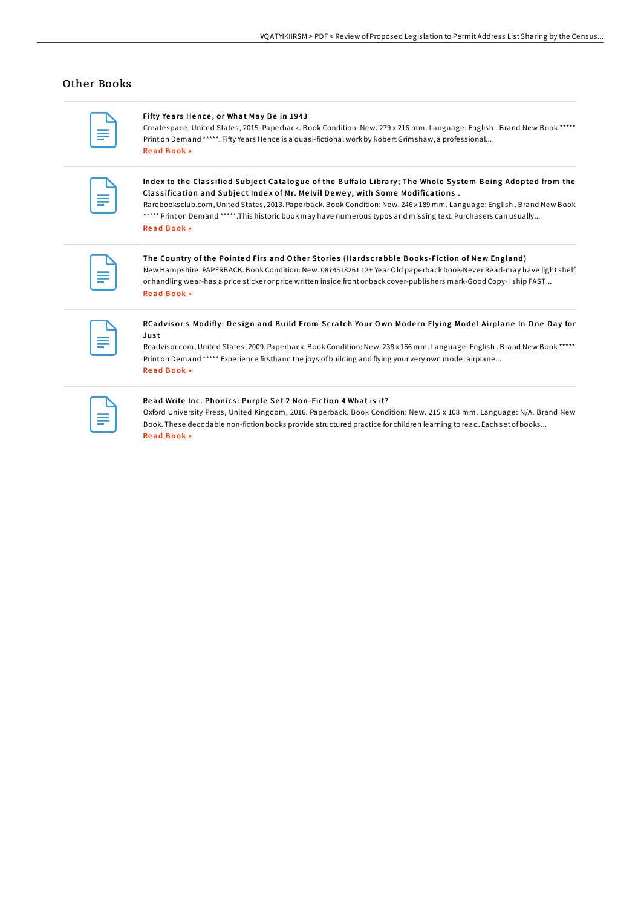## Other Books

### Fifty Years Hence, or What May Be in 1943

Createspace, United States, 2015. Paperback. Book Condition: New. 279 x 216 mm. Language: English . Brand New Book ***** Print on Demand *****. Fifty Years Hence is a quasi-fictional work by Robert Grimshaw, a professional...

Read Book »

### Index to the Classified Subject Catalogue of the Buffalo Library; The Whole System Being Adopted from the Classification and Subject Index of Mr. Melvil Dewey, with Some Modifications .

Rarebooksclub.com, United States, 2013. Paperback. Book Condition: New. 246 x 189 mm. Language: English . Brand New Book ***** Print on Demand *****.This historic book may have numerous typos and missing text. Purchasers can usually...

Read Book »

### The Country of the Pointed Firs and Other Stories (Hardscrabble Books-Fiction of New England)

New Hampshire. PAPERBACK. Book Condition: New. 0874518261 12+ Year Old paperback book-Never Read-may have light shelf or handling wear-has a price sticker or price written inside front or back cover-publishers mark-Good Copy- I ship FAST...

Read Book »

### RCadvisor s Modifly: Design and Build From Scratch Your Own Modern Flying Model Airplane In One Day for Just

Rcadvisor.com, United States, 2009. Paperback. Book Condition: New. 238 x 166 mm. Language: English . Brand New Book ***** Print on Demand *****.Experience firsthand the joys of building and flying your very own model airplane...

Read Book »

### Read Write Inc. Phonics: Purple Set 2 Non-Fiction 4 What is it?

Oxford University Press, United Kingdom, 2016. Paperback. Book Condition: New. 215 x 108 mm. Language: N/A. Brand New Book. These decodable non-fiction books provide structured practice for children learning to read. Each set of books...

Read Book »